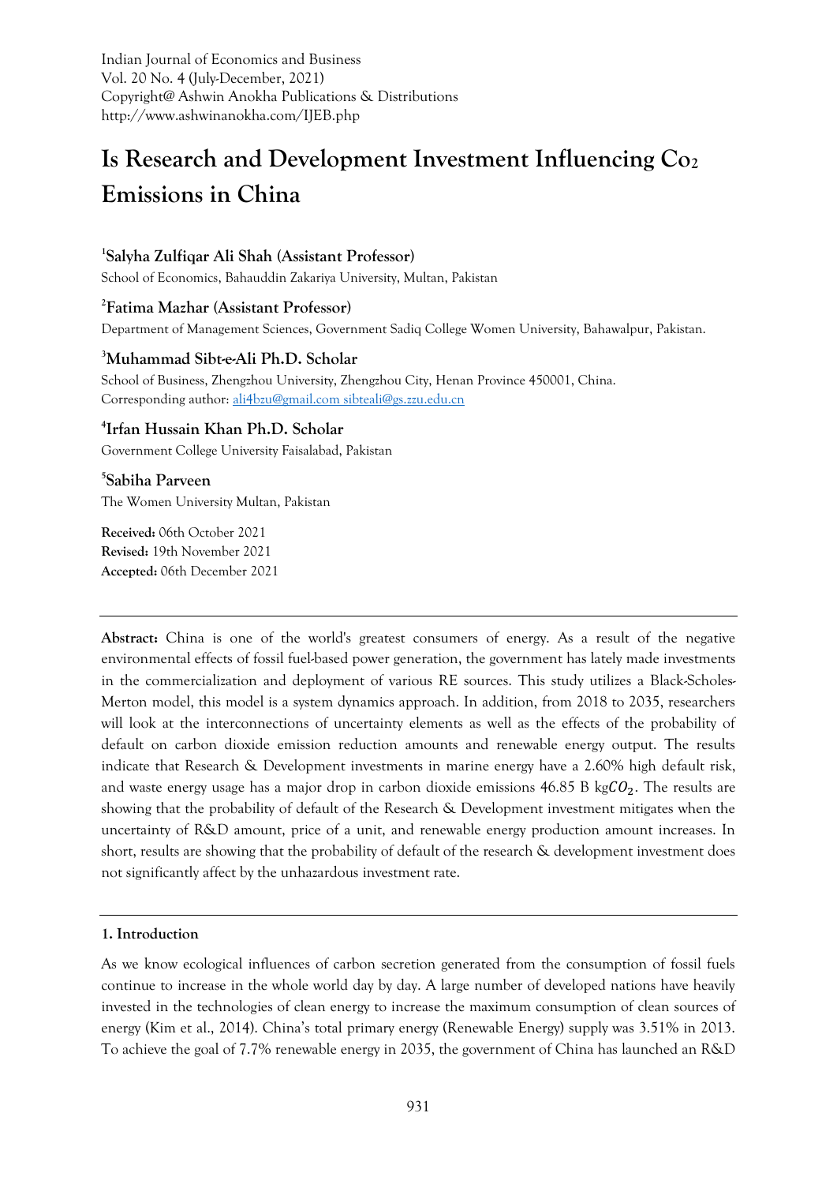Indian Journal of Economics and Business
Vol. 20 No. 4 (July-December, 2021)
Copyright@ Ashwin Anokha Publications & Distributions
http://www.ashwinanokha.com/IJEB.php

# Is Research and Development Investment Influencing $Co_2$ Emissions in China

[1]**Salyha Zulfiqar Ali Shah (Assistant Professor)**
School of Economics, Bahauddin Zakariya University, Multan, Pakistan

[2]**Fatima Mazhar (Assistant Professor)**
Department of Management Sciences, Government Sadiq College Women University, Bahawalpur, Pakistan.

[3]**Muhammad Sibt-e-Ali Ph.D. Scholar**
School of Business, Zhengzhou University, Zhengzhou City, Henan Province 450001, China.
Corresponding author: ali4bzu@gmail.com sibteali@gs.zzu.edu.cn

[4]**Irfan Hussain Khan Ph.D. Scholar**
Government College University Faisalabad, Pakistan

[5]**Sabiha Parveen**
The Women University Multan, Pakistan

**Received:** 06th October 2021
**Revised:** 19th November 2021
**Accepted:** 06th December 2021

---

**Abstract:** China is one of the world's greatest consumers of energy. As a result of the negative environmental effects of fossil fuel-based power generation, the government has lately made investments in the commercialization and deployment of various RE sources. This study utilizes a Black-Scholes-Merton model, this model is a system dynamics approach. In addition, from 2018 to 2035, researchers will look at the interconnections of uncertainty elements as well as the effects of the probability of default on carbon dioxide emission reduction amounts and renewable energy output. The results indicate that Research & Development investments in marine energy have a 2.60% high default risk, and waste energy usage has a major drop in carbon dioxide emissions 46.85 B kg$CO_2$. The results are showing that the probability of default of the Research & Development investment mitigates when the uncertainty of R&D amount, price of a unit, and renewable energy production amount increases. In short, results are showing that the probability of default of the research & development investment does not significantly affect by the unhazardous investment rate.

---

## 1. Introduction

As we know ecological influences of carbon secretion generated from the consumption of fossil fuels continue to increase in the whole world day by day. A large number of developed nations have heavily invested in the technologies of clean energy to increase the maximum consumption of clean sources of energy (Kim et al., 2014). China's total primary energy (Renewable Energy) supply was 3.51% in 2013. To achieve the goal of 7.7% renewable energy in 2035, the government of China has launched an R&D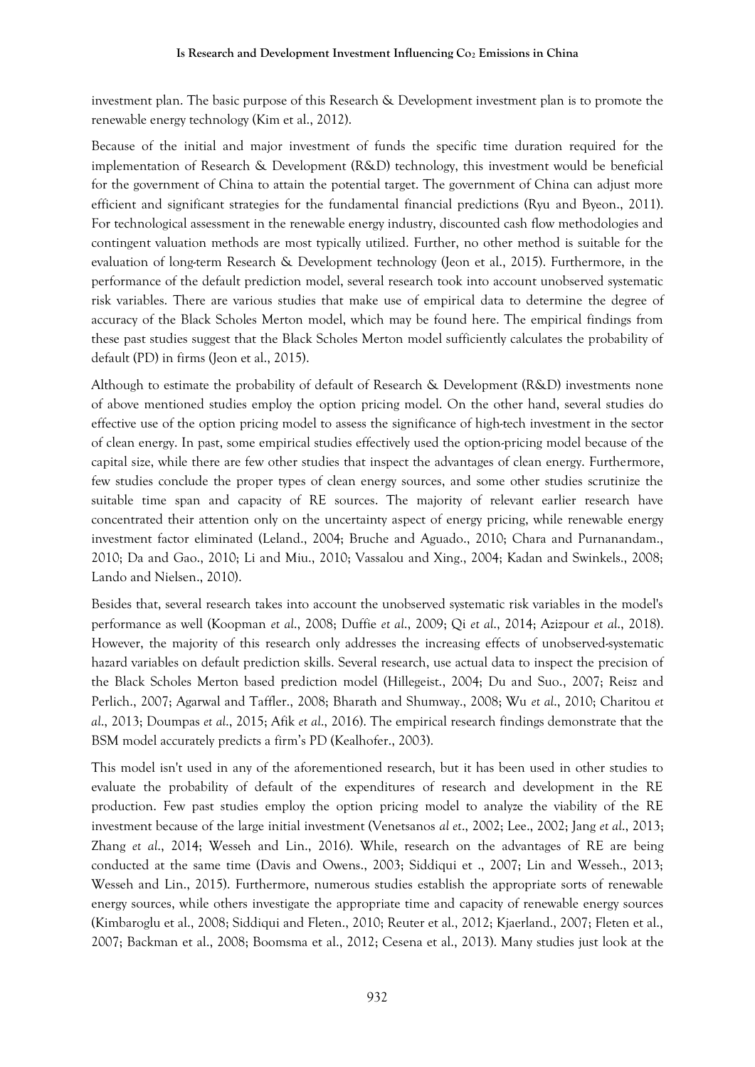investment plan. The basic purpose of this Research & Development investment plan is to promote the renewable energy technology (Kim et al., 2012).

Because of the initial and major investment of funds the specific time duration required for the implementation of Research & Development (R&D) technology, this investment would be beneficial for the government of China to attain the potential target. The government of China can adjust more efficient and significant strategies for the fundamental financial predictions (Ryu and Byeon., 2011). For technological assessment in the renewable energy industry, discounted cash flow methodologies and contingent valuation methods are most typically utilized. Further, no other method is suitable for the evaluation of long-term Research & Development technology (Jeon et al., 2015). Furthermore, in the performance of the default prediction model, several research took into account unobserved systematic risk variables. There are various studies that make use of empirical data to determine the degree of accuracy of the Black Scholes Merton model, which may be found here. The empirical findings from these past studies suggest that the Black Scholes Merton model sufficiently calculates the probability of default (PD) in firms (Jeon et al., 2015).

Although to estimate the probability of default of Research & Development (R&D) investments none of above mentioned studies employ the option pricing model. On the other hand, several studies do effective use of the option pricing model to assess the significance of high-tech investment in the sector of clean energy. In past, some empirical studies effectively used the option-pricing model because of the capital size, while there are few other studies that inspect the advantages of clean energy. Furthermore, few studies conclude the proper types of clean energy sources, and some other studies scrutinize the suitable time span and capacity of RE sources. The majority of relevant earlier research have concentrated their attention only on the uncertainty aspect of energy pricing, while renewable energy investment factor eliminated (Leland., 2004; Bruche and Aguado., 2010; Chara and Purnanandam., 2010; Da and Gao., 2010; Li and Miu., 2010; Vassalou and Xing., 2004; Kadan and Swinkels., 2008; Lando and Nielsen., 2010).

Besides that, several research takes into account the unobserved systematic risk variables in the model's performance as well (Koopman *et al*., 2008; Duffie *et al*., 2009; Qi *et al*., 2014; Azizpour *et al*., 2018). However, the majority of this research only addresses the increasing effects of unobserved-systematic hazard variables on default prediction skills. Several research, use actual data to inspect the precision of the Black Scholes Merton based prediction model (Hillegeist., 2004; Du and Suo., 2007; Reisz and Perlich., 2007; Agarwal and Taffler., 2008; Bharath and Shumway., 2008; Wu *et al*., 2010; Charitou *et al*., 2013; Doumpas *et al*., 2015; Afik *et al*., 2016). The empirical research findings demonstrate that the BSM model accurately predicts a firm's PD (Kealhofer., 2003).

This model isn't used in any of the aforementioned research, but it has been used in other studies to evaluate the probability of default of the expenditures of research and development in the RE production. Few past studies employ the option pricing model to analyze the viability of the RE investment because of the large initial investment (Venetsanos *al et*., 2002; Lee., 2002; Jang *et al*., 2013; Zhang *et al*., 2014; Wesseh and Lin., 2016). While, research on the advantages of RE are being conducted at the same time (Davis and Owens., 2003; Siddiqui et ., 2007; Lin and Wesseh., 2013; Wesseh and Lin., 2015). Furthermore, numerous studies establish the appropriate sorts of renewable energy sources, while others investigate the appropriate time and capacity of renewable energy sources (Kimbaroglu et al., 2008; Siddiqui and Fleten., 2010; Reuter et al., 2012; Kjaerland., 2007; Fleten et al., 2007; Backman et al., 2008; Boomsma et al., 2012; Cesena et al., 2013). Many studies just look at the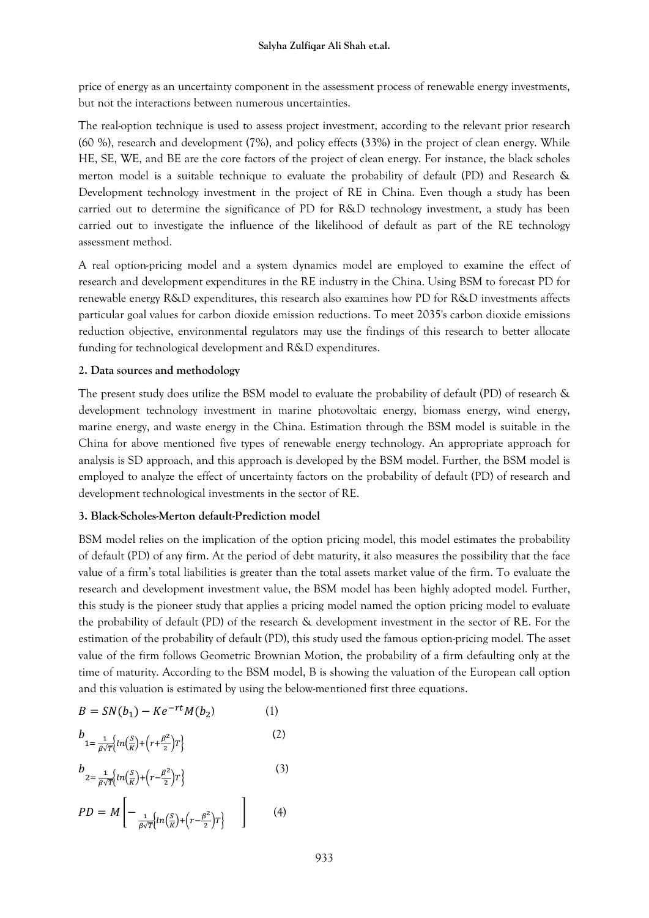price of energy as an uncertainty component in the assessment process of renewable energy investments, but not the interactions between numerous uncertainties.

The real-option technique is used to assess project investment, according to the relevant prior research (60 %), research and development (7%), and policy effects (33%) in the project of clean energy. While HE, SE, WE, and BE are the core factors of the project of clean energy. For instance, the black scholes merton model is a suitable technique to evaluate the probability of default (PD) and Research & Development technology investment in the project of RE in China. Even though a study has been carried out to determine the significance of PD for R&D technology investment, a study has been carried out to investigate the influence of the likelihood of default as part of the RE technology assessment method.

A real option-pricing model and a system dynamics model are employed to examine the effect of research and development expenditures in the RE industry in the China. Using BSM to forecast PD for renewable energy R&D expenditures, this research also examines how PD for R&D investments affects particular goal values for carbon dioxide emission reductions. To meet 2035's carbon dioxide emissions reduction objective, environmental regulators may use the findings of this research to better allocate funding for technological development and R&D expenditures.

## 2. Data sources and methodology

The present study does utilize the BSM model to evaluate the probability of default (PD) of research & development technology investment in marine photovoltaic energy, biomass energy, wind energy, marine energy, and waste energy in the China. Estimation through the BSM model is suitable in the China for above mentioned five types of renewable energy technology. An appropriate approach for analysis is SD approach, and this approach is developed by the BSM model. Further, the BSM model is employed to analyze the effect of uncertainty factors on the probability of default (PD) of research and development technological investments in the sector of RE.

## 3. Black-Scholes-Merton default-Prediction model

BSM model relies on the implication of the option pricing model, this model estimates the probability of default (PD) of any firm. At the period of debt maturity, it also measures the possibility that the face value of a firm's total liabilities is greater than the total assets market value of the firm. To evaluate the research and development investment value, the BSM model has been highly adopted model. Further, this study is the pioneer study that applies a pricing model named the option pricing model to evaluate the probability of default (PD) of the research & development investment in the sector of RE. For the estimation of the probability of default (PD), this study used the famous option-pricing model. The asset value of the firm follows Geometric Brownian Motion, the probability of a firm defaulting only at the time of maturity. According to the BSM model, B is showing the valuation of the European call option and this valuation is estimated by using the below-mentioned first three equations.

$$B = SN(b_1) - Ke^{-rt}M(b_2) \qquad (1)$$

$$b_1 = \frac{1}{\beta\sqrt{T}}\left\{ln\left(\frac{S}{K}\right)+\left(r+\frac{\beta^2}{2}\right)T\right\} \qquad (2)$$

$$b_2 = \frac{1}{\beta\sqrt{T}}\left\{ln\left(\frac{S}{K}\right)+\left(r-\frac{\beta^2}{2}\right)T\right\} \qquad (3)$$

$$PD = M\left[-\frac{1}{\beta\sqrt{T}}\left\{ln\left(\frac{S}{K}\right)+\left(r-\frac{\beta^2}{2}\right)T\right\}\right] \qquad (4)$$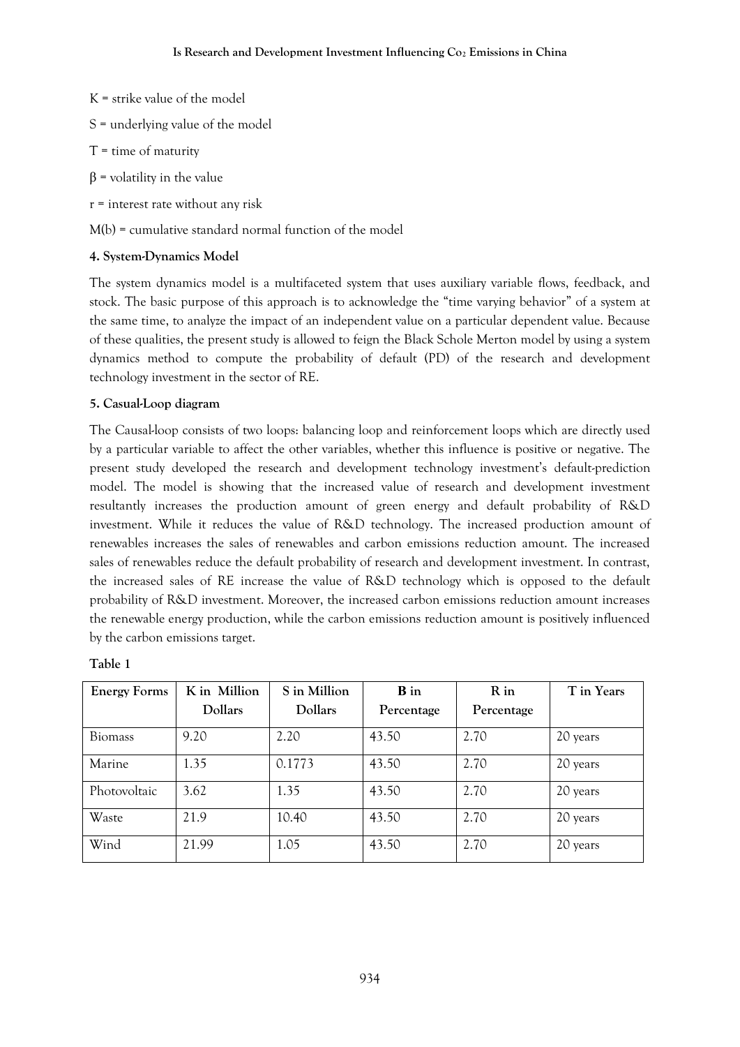K = strike value of the model

S = underlying value of the model

T = time of maturity

$\beta$ = volatility in the value

r = interest rate without any risk

M(b) = cumulative standard normal function of the model

**4. System-Dynamics Model**

The system dynamics model is a multifaceted system that uses auxiliary variable flows, feedback, and stock. The basic purpose of this approach is to acknowledge the "time varying behavior" of a system at the same time, to analyze the impact of an independent value on a particular dependent value. Because of these qualities, the present study is allowed to feign the Black Schole Merton model by using a system dynamics method to compute the probability of default (PD) of the research and development technology investment in the sector of RE.

**5. Casual-Loop diagram**

The Causal-loop consists of two loops: balancing loop and reinforcement loops which are directly used by a particular variable to affect the other variables, whether this influence is positive or negative. The present study developed the research and development technology investment's default-prediction model. The model is showing that the increased value of research and development investment resultantly increases the production amount of green energy and default probability of R&D investment. While it reduces the value of R&D technology. The increased production amount of renewables increases the sales of renewables and carbon emissions reduction amount. The increased sales of renewables reduce the default probability of research and development investment. In contrast, the increased sales of RE increase the value of R&D technology which is opposed to the default probability of R&D investment. Moreover, the increased carbon emissions reduction amount increases the renewable energy production, while the carbon emissions reduction amount is positively influenced by the carbon emissions target.

**Table 1**

| Energy Forms | K in Million Dollars | S in Million Dollars | B in Percentage | R in Percentage | T in Years |
|---|---|---|---|---|---|
| Biomass | 9.20 | 2.20 | 43.50 | 2.70 | 20 years |
| Marine | 1.35 | 0.1773 | 43.50 | 2.70 | 20 years |
| Photovoltaic | 3.62 | 1.35 | 43.50 | 2.70 | 20 years |
| Waste | 21.9 | 10.40 | 43.50 | 2.70 | 20 years |
| Wind | 21.99 | 1.05 | 43.50 | 2.70 | 20 years |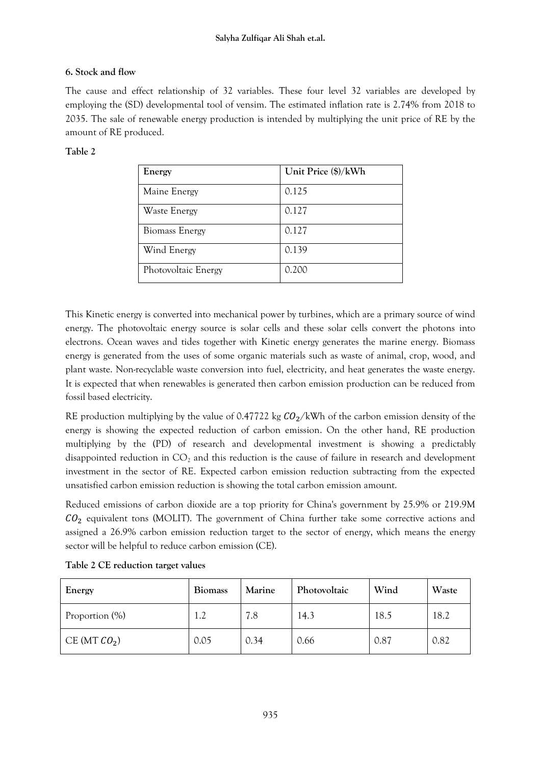### 6. Stock and flow

The cause and effect relationship of 32 variables. These four level 32 variables are developed by employing the (SD) developmental tool of vensim. The estimated inflation rate is 2.74% from 2018 to 2035. The sale of renewable energy production is intended by multiplying the unit price of RE by the amount of RE produced.

**Table 2**

| Energy | Unit Price ($)/kWh |
|---|---|
| Maine Energy | 0.125 |
| Waste Energy | 0.127 |
| Biomass Energy | 0.127 |
| Wind Energy | 0.139 |
| Photovoltaic Energy | 0.200 |

This Kinetic energy is converted into mechanical power by turbines, which are a primary source of wind energy. The photovoltaic energy source is solar cells and these solar cells convert the photons into electrons. Ocean waves and tides together with Kinetic energy generates the marine energy. Biomass energy is generated from the uses of some organic materials such as waste of animal, crop, wood, and plant waste. Non-recyclable waste conversion into fuel, electricity, and heat generates the waste energy. It is expected that when renewables is generated then carbon emission production can be reduced from fossil based electricity.

RE production multiplying by the value of 0.47722 kg $CO_2$/kWh of the carbon emission density of the energy is showing the expected reduction of carbon emission. On the other hand, RE production multiplying by the (PD) of research and developmental investment is showing a predictably disappointed reduction in $CO_2$ and this reduction is the cause of failure in research and development investment in the sector of RE. Expected carbon emission reduction subtracting from the expected unsatisfied carbon emission reduction is showing the total carbon emission amount.

Reduced emissions of carbon dioxide are a top priority for China's government by 25.9% or 219.9M $CO_2$ equivalent tons (MOLIT). The government of China further take some corrective actions and assigned a 26.9% carbon emission reduction target to the sector of energy, which means the energy sector will be helpful to reduce carbon emission (CE).

**Table 2 CE reduction target values**

| Energy | Biomass | Marine | Photovoltaic | Wind | Waste |
|---|---|---|---|---|---|
| Proportion (%) | 1.2 | 7.8 | 14.3 | 18.5 | 18.2 |
| CE (MT $CO_2$) | 0.05 | 0.34 | 0.66 | 0.87 | 0.82 |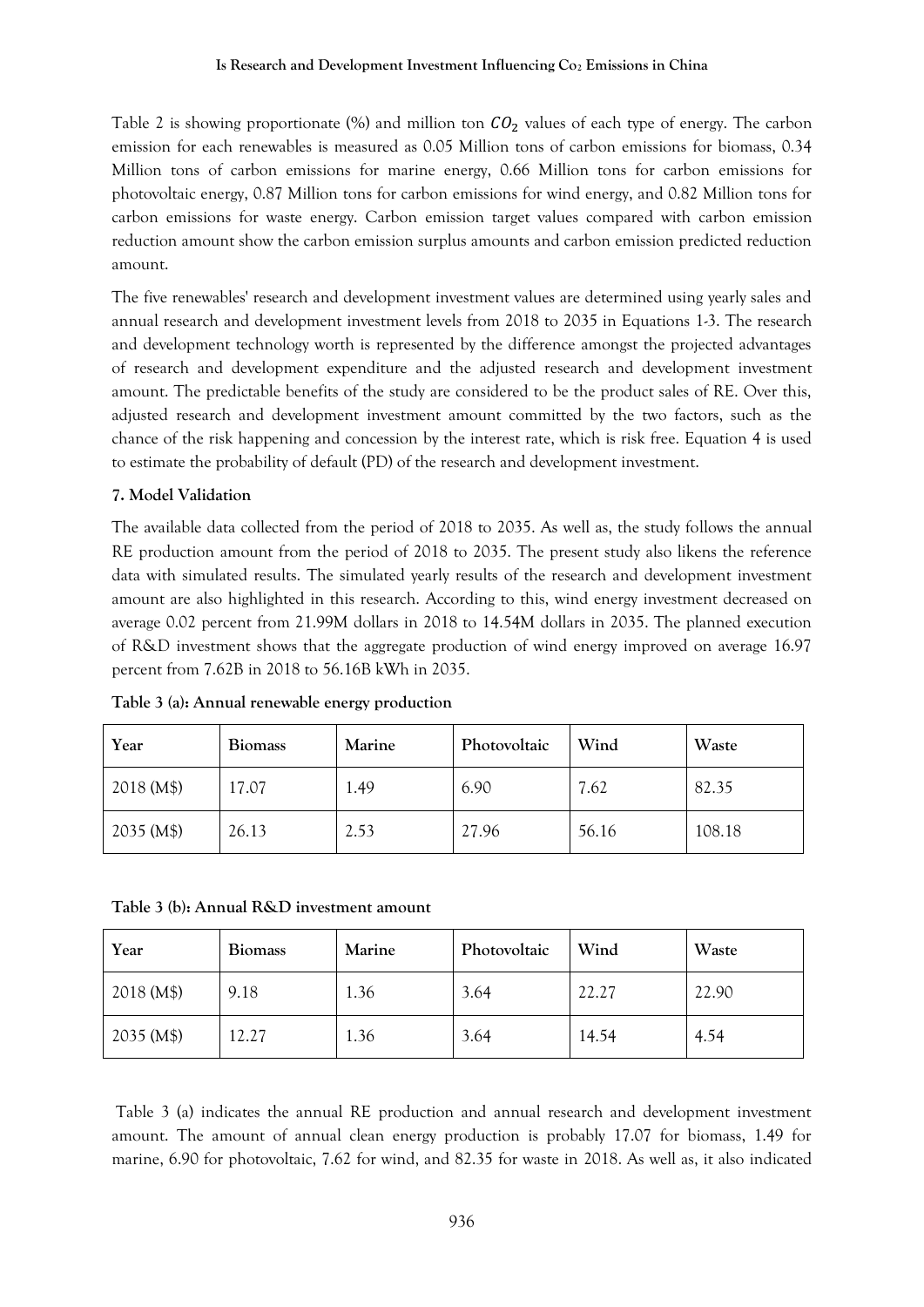Table 2 is showing proportionate (%) and million ton $CO_2$ values of each type of energy. The carbon emission for each renewables is measured as 0.05 Million tons of carbon emissions for biomass, 0.34 Million tons of carbon emissions for marine energy, 0.66 Million tons for carbon emissions for photovoltaic energy, 0.87 Million tons for carbon emissions for wind energy, and 0.82 Million tons for carbon emissions for waste energy. Carbon emission target values compared with carbon emission reduction amount show the carbon emission surplus amounts and carbon emission predicted reduction amount.

The five renewables' research and development investment values are determined using yearly sales and annual research and development investment levels from 2018 to 2035 in Equations 1-3. The research and development technology worth is represented by the difference amongst the projected advantages of research and development expenditure and the adjusted research and development investment amount. The predictable benefits of the study are considered to be the product sales of RE. Over this, adjusted research and development investment amount committed by the two factors, such as the chance of the risk happening and concession by the interest rate, which is risk free. Equation 4 is used to estimate the probability of default (PD) of the research and development investment.

## 7. Model Validation

The available data collected from the period of 2018 to 2035. As well as, the study follows the annual RE production amount from the period of 2018 to 2035. The present study also likens the reference data with simulated results. The simulated yearly results of the research and development investment amount are also highlighted in this research. According to this, wind energy investment decreased on average 0.02 percent from 21.99M dollars in 2018 to 14.54M dollars in 2035. The planned execution of R&D investment shows that the aggregate production of wind energy improved on average 16.97 percent from 7.62B in 2018 to 56.16B kWh in 2035.

**Table 3 (a): Annual renewable energy production**

| Year | Biomass | Marine | Photovoltaic | Wind | Waste |
|---|---|---|---|---|---|
| 2018 (M$) | 17.07 | 1.49 | 6.90 | 7.62 | 82.35 |
| 2035 (M$) | 26.13 | 2.53 | 27.96 | 56.16 | 108.18 |

**Table 3 (b): Annual R&D investment amount**

| Year | Biomass | Marine | Photovoltaic | Wind | Waste |
|---|---|---|---|---|---|
| 2018 (M$) | 9.18 | 1.36 | 3.64 | 22.27 | 22.90 |
| 2035 (M$) | 12.27 | 1.36 | 3.64 | 14.54 | 4.54 |

Table 3 (a) indicates the annual RE production and annual research and development investment amount. The amount of annual clean energy production is probably 17.07 for biomass, 1.49 for marine, 6.90 for photovoltaic, 7.62 for wind, and 82.35 for waste in 2018. As well as, it also indicated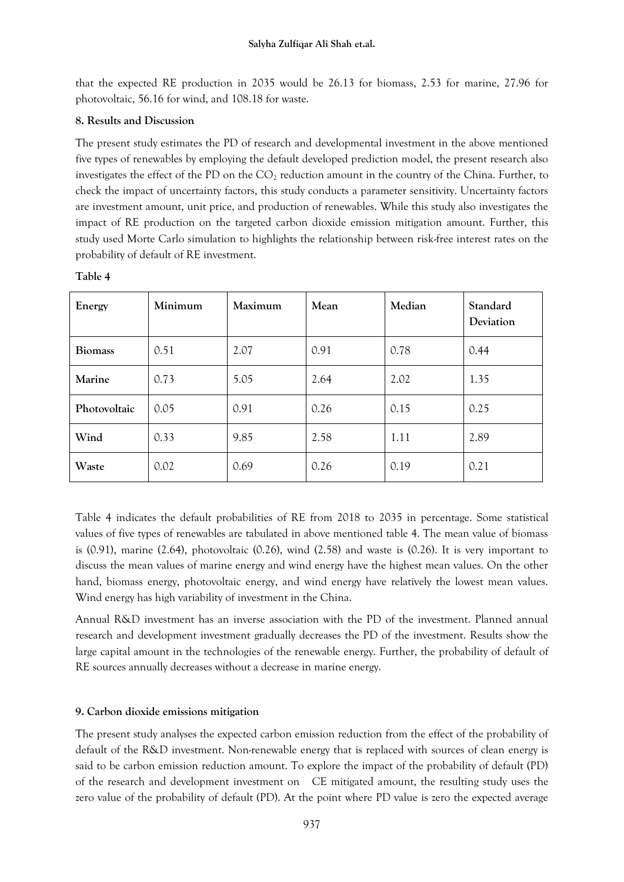that the expected RE production in 2035 would be 26.13 for biomass, 2.53 for marine, 27.96 for photovoltaic, 56.16 for wind, and 108.18 for waste.

## 8. Results and Discussion

The present study estimates the PD of research and developmental investment in the above mentioned five types of renewables by employing the default developed prediction model, the present research also investigates the effect of the PD on the $CO_2$ reduction amount in the country of the China. Further, to check the impact of uncertainty factors, this study conducts a parameter sensitivity. Uncertainty factors are investment amount, unit price, and production of renewables. While this study also investigates the impact of RE production on the targeted carbon dioxide emission mitigation amount. Further, this study used Morte Carlo simulation to highlights the relationship between risk-free interest rates on the probability of default of RE investment.

**Table 4**

| Energy | Minimum | Maximum | Mean | Median | Standard Deviation |
|---|---|---|---|---|---|
| **Biomass** | 0.51 | 2.07 | 0.91 | 0.78 | 0.44 |
| **Marine** | 0.73 | 5.05 | 2.64 | 2.02 | 1.35 |
| **Photovoltaic** | 0.05 | 0.91 | 0.26 | 0.15 | 0.25 |
| **Wind** | 0.33 | 9.85 | 2.58 | 1.11 | 2.89 |
| **Waste** | 0.02 | 0.69 | 0.26 | 0.19 | 0.21 |

Table 4 indicates the default probabilities of RE from 2018 to 2035 in percentage. Some statistical values of five types of renewables are tabulated in above mentioned table 4. The mean value of biomass is (0.91), marine (2.64), photovoltaic (0.26), wind (2.58) and waste is (0.26). It is very important to discuss the mean values of marine energy and wind energy have the highest mean values. On the other hand, biomass energy, photovoltaic energy, and wind energy have relatively the lowest mean values. Wind energy has high variability of investment in the China.

Annual R&D investment has an inverse association with the PD of the investment. Planned annual research and development investment gradually decreases the PD of the investment. Results show the large capital amount in the technologies of the renewable energy. Further, the probability of default of RE sources annually decreases without a decrease in marine energy.

## 9. Carbon dioxide emissions mitigation

The present study analyses the expected carbon emission reduction from the effect of the probability of default of the R&D investment. Non-renewable energy that is replaced with sources of clean energy is said to be carbon emission reduction amount. To explore the impact of the probability of default (PD) of the research and development investment on CE mitigated amount, the resulting study uses the zero value of the probability of default (PD). At the point where PD value is zero the expected average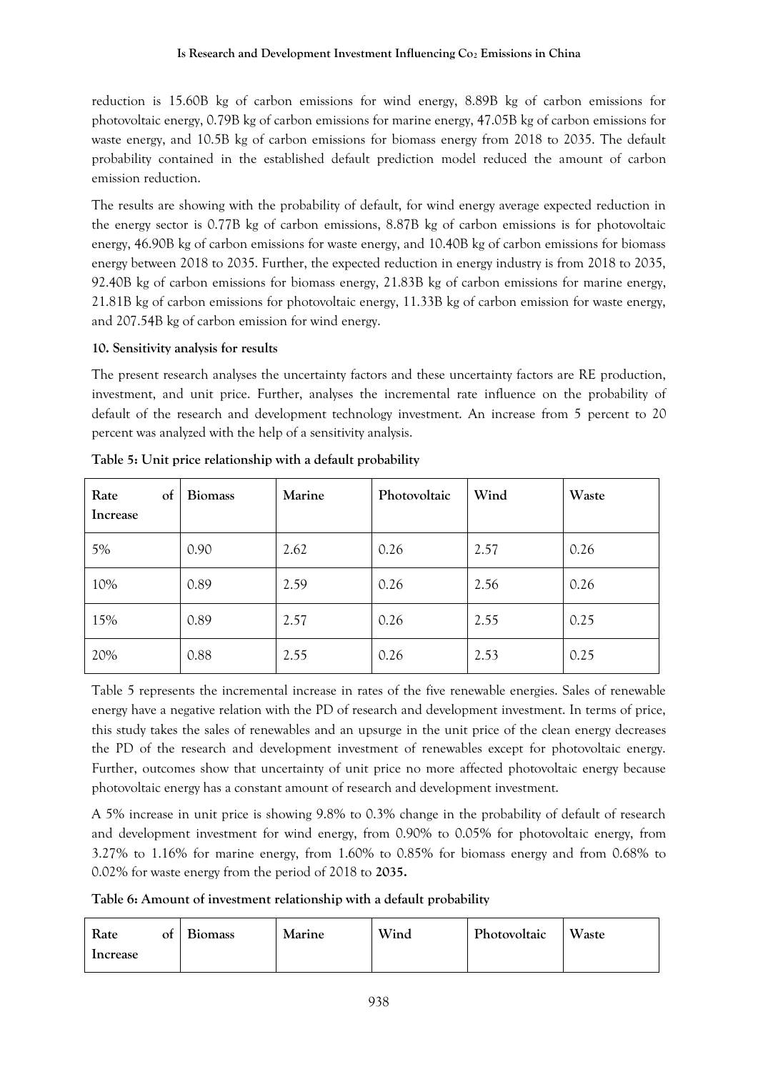reduction is 15.60B kg of carbon emissions for wind energy, 8.89B kg of carbon emissions for photovoltaic energy, 0.79B kg of carbon emissions for marine energy, 47.05B kg of carbon emissions for waste energy, and 10.5B kg of carbon emissions for biomass energy from 2018 to 2035. The default probability contained in the established default prediction model reduced the amount of carbon emission reduction.

The results are showing with the probability of default, for wind energy average expected reduction in the energy sector is 0.77B kg of carbon emissions, 8.87B kg of carbon emissions is for photovoltaic energy, 46.90B kg of carbon emissions for waste energy, and 10.40B kg of carbon emissions for biomass energy between 2018 to 2035. Further, the expected reduction in energy industry is from 2018 to 2035, 92.40B kg of carbon emissions for biomass energy, 21.83B kg of carbon emissions for marine energy, 21.81B kg of carbon emissions for photovoltaic energy, 11.33B kg of carbon emission for waste energy, and 207.54B kg of carbon emission for wind energy.

**10. Sensitivity analysis for results**

The present research analyses the uncertainty factors and these uncertainty factors are RE production, investment, and unit price. Further, analyses the incremental rate influence on the probability of default of the research and development technology investment. An increase from 5 percent to 20 percent was analyzed with the help of a sensitivity analysis.

**Table 5: Unit price relationship with a default probability**

| Rate of Increase | Biomass | Marine | Photovoltaic | Wind | Waste |
|---|---|---|---|---|---|
| 5% | 0.90 | 2.62 | 0.26 | 2.57 | 0.26 |
| 10% | 0.89 | 2.59 | 0.26 | 2.56 | 0.26 |
| 15% | 0.89 | 2.57 | 0.26 | 2.55 | 0.25 |
| 20% | 0.88 | 2.55 | 0.26 | 2.53 | 0.25 |

Table 5 represents the incremental increase in rates of the five renewable energies. Sales of renewable energy have a negative relation with the PD of research and development investment. In terms of price, this study takes the sales of renewables and an upsurge in the unit price of the clean energy decreases the PD of the research and development investment of renewables except for photovoltaic energy. Further, outcomes show that uncertainty of unit price no more affected photovoltaic energy because photovoltaic energy has a constant amount of research and development investment.

A 5% increase in unit price is showing 9.8% to 0.3% change in the probability of default of research and development investment for wind energy, from 0.90% to 0.05% for photovoltaic energy, from 3.27% to 1.16% for marine energy, from 1.60% to 0.85% for biomass energy and from 0.68% to 0.02% for waste energy from the period of 2018 to **2035.**

**Table 6: Amount of investment relationship with a default probability**

| Rate of Increase | Biomass | Marine | Wind | Photovoltaic | Waste |
|---|---|---|---|---|---|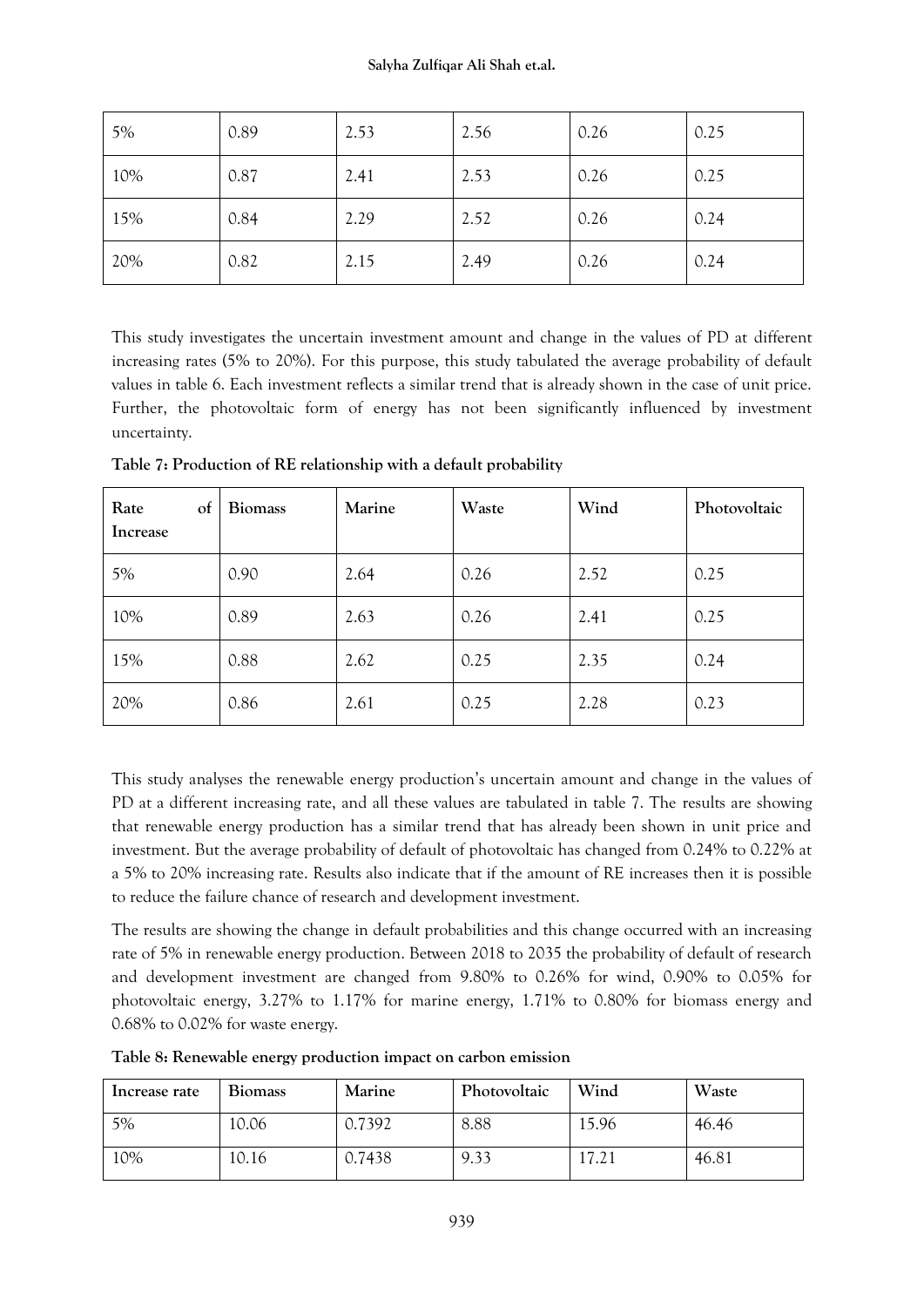| 5% | 0.89 | 2.53 | 2.56 | 0.26 | 0.25 |
|---|---|---|---|---|---|
| 10% | 0.87 | 2.41 | 2.53 | 0.26 | 0.25 |
| 15% | 0.84 | 2.29 | 2.52 | 0.26 | 0.24 |
| 20% | 0.82 | 2.15 | 2.49 | 0.26 | 0.24 |

This study investigates the uncertain investment amount and change in the values of PD at different increasing rates (5% to 20%). For this purpose, this study tabulated the average probability of default values in table 6. Each investment reflects a similar trend that is already shown in the case of unit price. Further, the photovoltaic form of energy has not been significantly influenced by investment uncertainty.

**Table 7: Production of RE relationship with a default probability**

| Rate of Increase | Biomass | Marine | Waste | Wind | Photovoltaic |
|---|---|---|---|---|---|
| 5% | 0.90 | 2.64 | 0.26 | 2.52 | 0.25 |
| 10% | 0.89 | 2.63 | 0.26 | 2.41 | 0.25 |
| 15% | 0.88 | 2.62 | 0.25 | 2.35 | 0.24 |
| 20% | 0.86 | 2.61 | 0.25 | 2.28 | 0.23 |

This study analyses the renewable energy production's uncertain amount and change in the values of PD at a different increasing rate, and all these values are tabulated in table 7. The results are showing that renewable energy production has a similar trend that has already been shown in unit price and investment. But the average probability of default of photovoltaic has changed from 0.24% to 0.22% at a 5% to 20% increasing rate. Results also indicate that if the amount of RE increases then it is possible to reduce the failure chance of research and development investment.

The results are showing the change in default probabilities and this change occurred with an increasing rate of 5% in renewable energy production. Between 2018 to 2035 the probability of default of research and development investment are changed from 9.80% to 0.26% for wind, 0.90% to 0.05% for photovoltaic energy, 3.27% to 1.17% for marine energy, 1.71% to 0.80% for biomass energy and 0.68% to 0.02% for waste energy.

**Table 8: Renewable energy production impact on carbon emission**

| Increase rate | Biomass | Marine | Photovoltaic | Wind | Waste |
|---|---|---|---|---|---|
| 5% | 10.06 | 0.7392 | 8.88 | 15.96 | 46.46 |
| 10% | 10.16 | 0.7438 | 9.33 | 17.21 | 46.81 |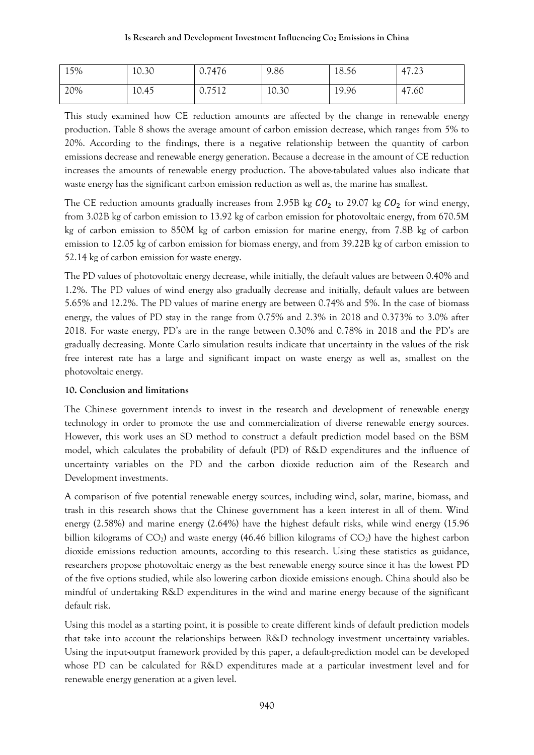| 15% | 10.30 | 0.7476 | 9.86 | 18.56 | 47.23 |
| --- | --- | --- | --- | --- | --- |
| 20% | 10.45 | 0.7512 | 10.30 | 19.96 | 47.60 |

This study examined how CE reduction amounts are affected by the change in renewable energy production. Table 8 shows the average amount of carbon emission decrease, which ranges from 5% to 20%. According to the findings, there is a negative relationship between the quantity of carbon emissions decrease and renewable energy generation. Because a decrease in the amount of CE reduction increases the amounts of renewable energy production. The above-tabulated values also indicate that waste energy has the significant carbon emission reduction as well as, the marine has smallest.

The CE reduction amounts gradually increases from 2.95B kg $CO_2$ to 29.07 kg $CO_2$ for wind energy, from 3.02B kg of carbon emission to 13.92 kg of carbon emission for photovoltaic energy, from 670.5M kg of carbon emission to 850M kg of carbon emission for marine energy, from 7.8B kg of carbon emission to 12.05 kg of carbon emission for biomass energy, and from 39.22B kg of carbon emission to 52.14 kg of carbon emission for waste energy.

The PD values of photovoltaic energy decrease, while initially, the default values are between 0.40% and 1.2%. The PD values of wind energy also gradually decrease and initially, default values are between 5.65% and 12.2%. The PD values of marine energy are between 0.74% and 5%. In the case of biomass energy, the values of PD stay in the range from 0.75% and 2.3% in 2018 and 0.373% to 3.0% after 2018. For waste energy, PD's are in the range between 0.30% and 0.78% in 2018 and the PD's are gradually decreasing. Monte Carlo simulation results indicate that uncertainty in the values of the risk free interest rate has a large and significant impact on waste energy as well as, smallest on the photovoltaic energy.

## 10. Conclusion and limitations

The Chinese government intends to invest in the research and development of renewable energy technology in order to promote the use and commercialization of diverse renewable energy sources. However, this work uses an SD method to construct a default prediction model based on the BSM model, which calculates the probability of default (PD) of R&D expenditures and the influence of uncertainty variables on the PD and the carbon dioxide reduction aim of the Research and Development investments.

A comparison of five potential renewable energy sources, including wind, solar, marine, biomass, and trash in this research shows that the Chinese government has a keen interest in all of them. Wind energy (2.58%) and marine energy (2.64%) have the highest default risks, while wind energy (15.96 billion kilograms of $CO_2$) and waste energy (46.46 billion kilograms of $CO_2$) have the highest carbon dioxide emissions reduction amounts, according to this research. Using these statistics as guidance, researchers propose photovoltaic energy as the best renewable energy source since it has the lowest PD of the five options studied, while also lowering carbon dioxide emissions enough. China should also be mindful of undertaking R&D expenditures in the wind and marine energy because of the significant default risk.

Using this model as a starting point, it is possible to create different kinds of default prediction models that take into account the relationships between R&D technology investment uncertainty variables. Using the input-output framework provided by this paper, a default-prediction model can be developed whose PD can be calculated for R&D expenditures made at a particular investment level and for renewable energy generation at a given level.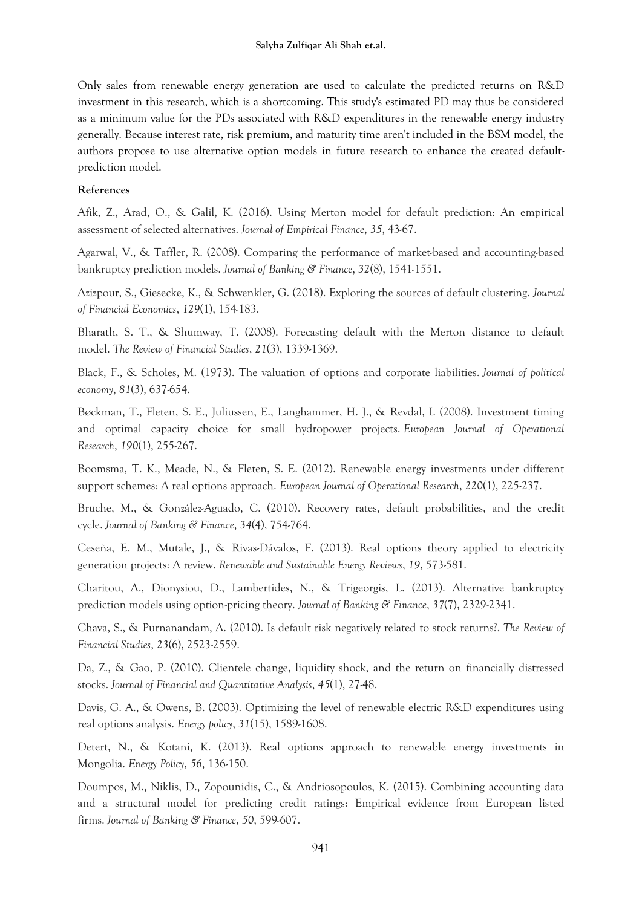Only sales from renewable energy generation are used to calculate the predicted returns on R&D investment in this research, which is a shortcoming. This study's estimated PD may thus be considered as a minimum value for the PDs associated with R&D expenditures in the renewable energy industry generally. Because interest rate, risk premium, and maturity time aren't included in the BSM model, the authors propose to use alternative option models in future research to enhance the created default-prediction model.

**References**

Afik, Z., Arad, O., & Galil, K. (2016). Using Merton model for default prediction: An empirical assessment of selected alternatives. *Journal of Empirical Finance*, *35*, 43-67.

Agarwal, V., & Taffler, R. (2008). Comparing the performance of market-based and accounting-based bankruptcy prediction models. *Journal of Banking & Finance*, *32*(8), 1541-1551.

Azizpour, S., Giesecke, K., & Schwenkler, G. (2018). Exploring the sources of default clustering. *Journal of Financial Economics*, *129*(1), 154-183.

Bharath, S. T., & Shumway, T. (2008). Forecasting default with the Merton distance to default model. *The Review of Financial Studies*, *21*(3), 1339-1369.

Black, F., & Scholes, M. (1973). The valuation of options and corporate liabilities. *Journal of political economy*, *81*(3), 637-654.

Bøckman, T., Fleten, S. E., Juliussen, E., Langhammer, H. J., & Revdal, I. (2008). Investment timing and optimal capacity choice for small hydropower projects. *European Journal of Operational Research*, *190*(1), 255-267.

Boomsma, T. K., Meade, N., & Fleten, S. E. (2012). Renewable energy investments under different support schemes: A real options approach. *European Journal of Operational Research*, *220*(1), 225-237.

Bruche, M., & González-Aguado, C. (2010). Recovery rates, default probabilities, and the credit cycle. *Journal of Banking & Finance*, *34*(4), 754-764.

Ceseña, E. M., Mutale, J., & Rivas-Dávalos, F. (2013). Real options theory applied to electricity generation projects: A review. *Renewable and Sustainable Energy Reviews*, *19*, 573-581.

Charitou, A., Dionysiou, D., Lambertides, N., & Trigeorgis, L. (2013). Alternative bankruptcy prediction models using option-pricing theory. *Journal of Banking & Finance*, *37*(7), 2329-2341.

Chava, S., & Purnanandam, A. (2010). Is default risk negatively related to stock returns?. *The Review of Financial Studies*, *23*(6), 2523-2559.

Da, Z., & Gao, P. (2010). Clientele change, liquidity shock, and the return on financially distressed stocks. *Journal of Financial and Quantitative Analysis*, *45*(1), 27-48.

Davis, G. A., & Owens, B. (2003). Optimizing the level of renewable electric R&D expenditures using real options analysis. *Energy policy*, *31*(15), 1589-1608.

Detert, N., & Kotani, K. (2013). Real options approach to renewable energy investments in Mongolia. *Energy Policy*, *56*, 136-150.

Doumpos, M., Niklis, D., Zopounidis, C., & Andriosopoulos, K. (2015). Combining accounting data and a structural model for predicting credit ratings: Empirical evidence from European listed firms. *Journal of Banking & Finance*, *50*, 599-607.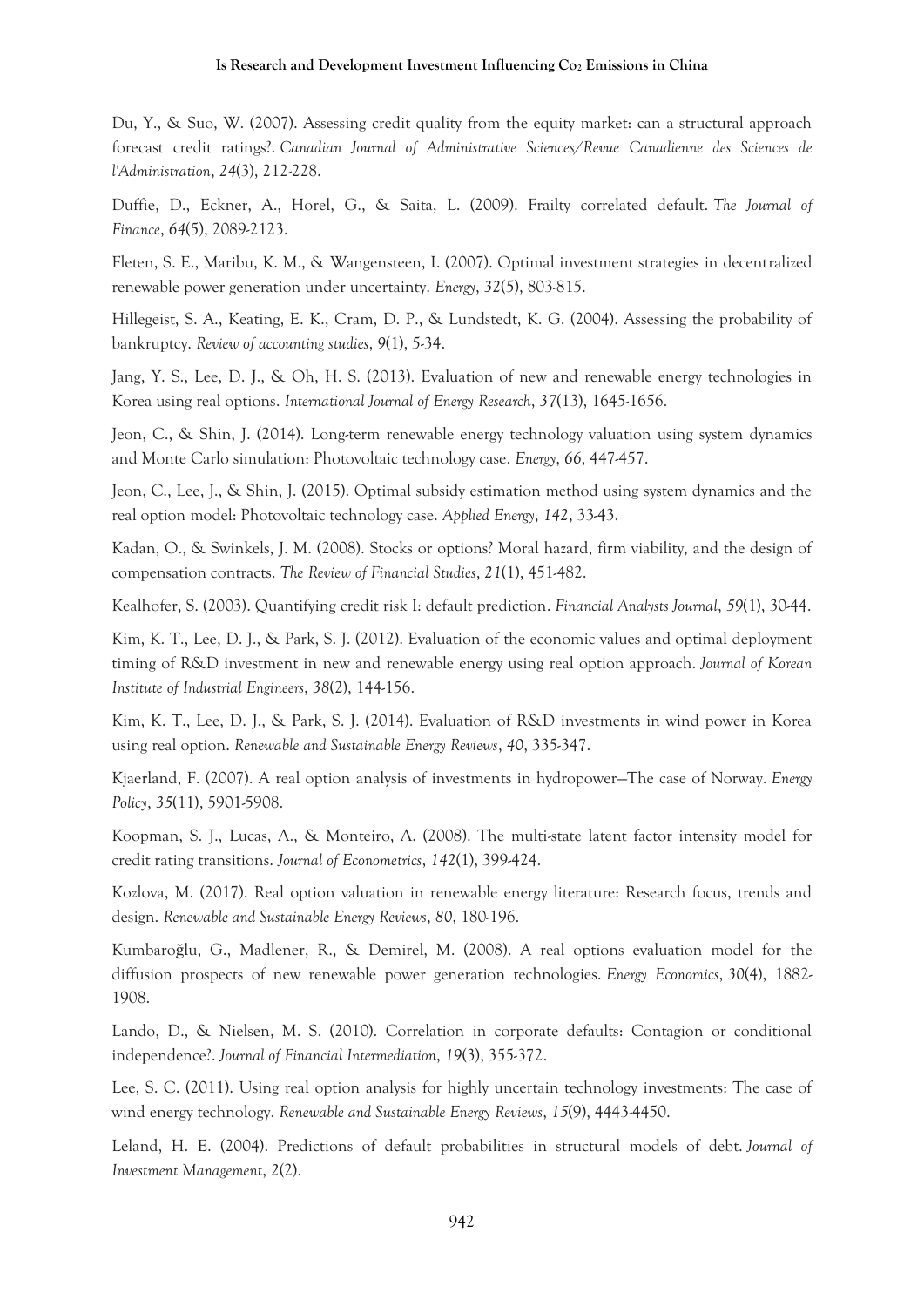Du, Y., & Suo, W. (2007). Assessing credit quality from the equity market: can a structural approach forecast credit ratings?. *Canadian Journal of Administrative Sciences/Revue Canadienne des Sciences de l'Administration*, *24*(3), 212-228.

Duffie, D., Eckner, A., Horel, G., & Saita, L. (2009). Frailty correlated default. *The Journal of Finance*, *64*(5), 2089-2123.

Fleten, S. E., Maribu, K. M., & Wangensteen, I. (2007). Optimal investment strategies in decentralized renewable power generation under uncertainty. *Energy*, *32*(5), 803-815.

Hillegeist, S. A., Keating, E. K., Cram, D. P., & Lundstedt, K. G. (2004). Assessing the probability of bankruptcy. *Review of accounting studies*, *9*(1), 5-34.

Jang, Y. S., Lee, D. J., & Oh, H. S. (2013). Evaluation of new and renewable energy technologies in Korea using real options. *International Journal of Energy Research*, *37*(13), 1645-1656.

Jeon, C., & Shin, J. (2014). Long-term renewable energy technology valuation using system dynamics and Monte Carlo simulation: Photovoltaic technology case. *Energy*, *66*, 447-457.

Jeon, C., Lee, J., & Shin, J. (2015). Optimal subsidy estimation method using system dynamics and the real option model: Photovoltaic technology case. *Applied Energy*, *142*, 33-43.

Kadan, O., & Swinkels, J. M. (2008). Stocks or options? Moral hazard, firm viability, and the design of compensation contracts. *The Review of Financial Studies*, *21*(1), 451-482.

Kealhofer, S. (2003). Quantifying credit risk I: default prediction. *Financial Analysts Journal*, *59*(1), 30-44.

Kim, K. T., Lee, D. J., & Park, S. J. (2012). Evaluation of the economic values and optimal deployment timing of R&D investment in new and renewable energy using real option approach. *Journal of Korean Institute of Industrial Engineers*, *38*(2), 144-156.

Kim, K. T., Lee, D. J., & Park, S. J. (2014). Evaluation of R&D investments in wind power in Korea using real option. *Renewable and Sustainable Energy Reviews*, *40*, 335-347.

Kjaerland, F. (2007). A real option analysis of investments in hydropower—The case of Norway. *Energy Policy*, *35*(11), 5901-5908.

Koopman, S. J., Lucas, A., & Monteiro, A. (2008). The multi-state latent factor intensity model for credit rating transitions. *Journal of Econometrics*, *142*(1), 399-424.

Kozlova, M. (2017). Real option valuation in renewable energy literature: Research focus, trends and design. *Renewable and Sustainable Energy Reviews*, *80*, 180-196.

Kumbaroğlu, G., Madlener, R., & Demirel, M. (2008). A real options evaluation model for the diffusion prospects of new renewable power generation technologies. *Energy Economics*, *30*(4), 1882-1908.

Lando, D., & Nielsen, M. S. (2010). Correlation in corporate defaults: Contagion or conditional independence?. *Journal of Financial Intermediation*, *19*(3), 355-372.

Lee, S. C. (2011). Using real option analysis for highly uncertain technology investments: The case of wind energy technology. *Renewable and Sustainable Energy Reviews*, *15*(9), 4443-4450.

Leland, H. E. (2004). Predictions of default probabilities in structural models of debt. *Journal of Investment Management*, *2*(2).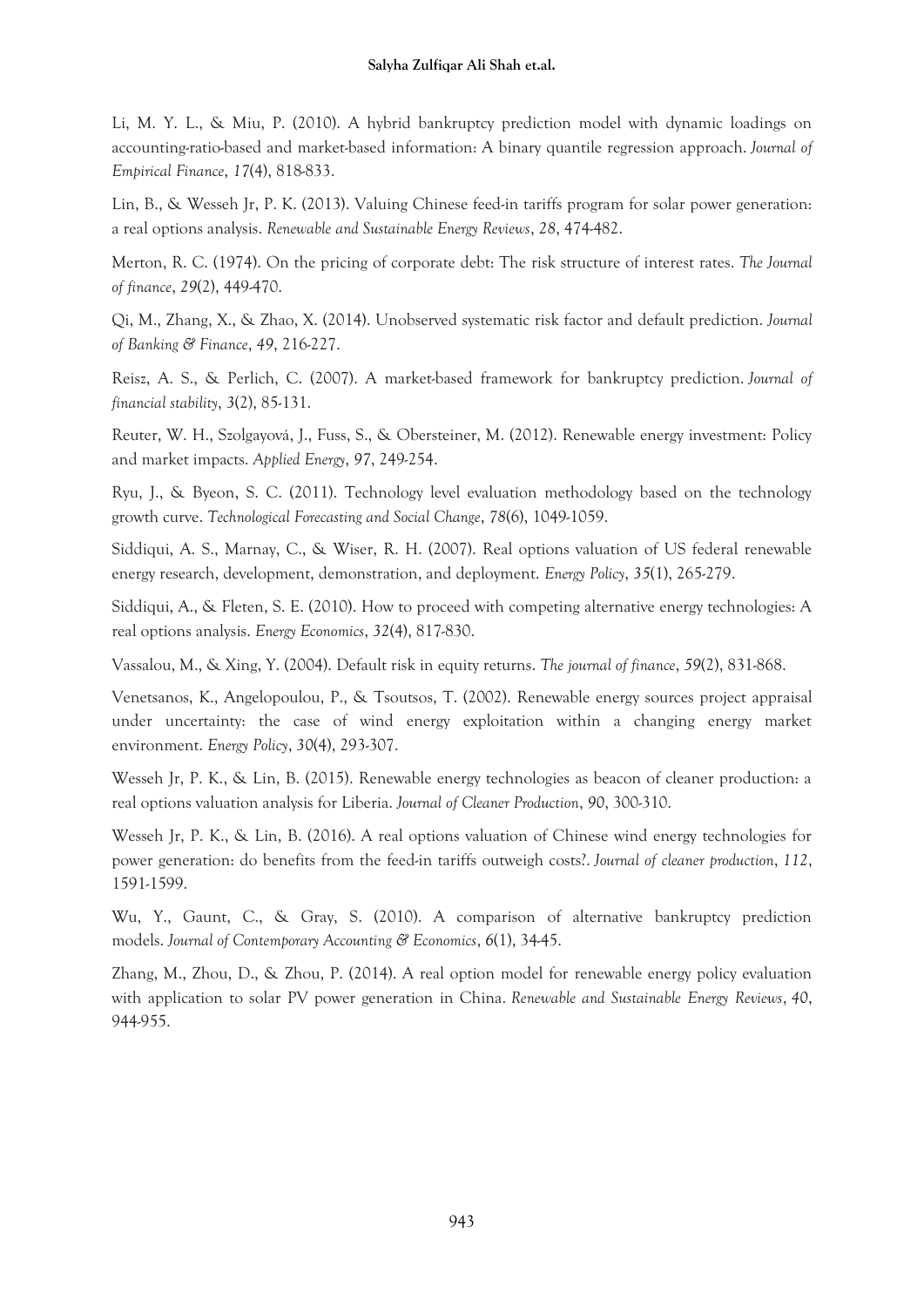Li, M. Y. L., & Miu, P. (2010). A hybrid bankruptcy prediction model with dynamic loadings on accounting-ratio-based and market-based information: A binary quantile regression approach. *Journal of Empirical Finance*, *17*(4), 818-833.

Lin, B., & Wesseh Jr, P. K. (2013). Valuing Chinese feed-in tariffs program for solar power generation: a real options analysis. *Renewable and Sustainable Energy Reviews*, *28*, 474-482.

Merton, R. C. (1974). On the pricing of corporate debt: The risk structure of interest rates. *The Journal of finance*, *29*(2), 449-470.

Qi, M., Zhang, X., & Zhao, X. (2014). Unobserved systematic risk factor and default prediction. *Journal of Banking & Finance*, *49*, 216-227.

Reisz, A. S., & Perlich, C. (2007). A market-based framework for bankruptcy prediction. *Journal of financial stability*, *3*(2), 85-131.

Reuter, W. H., Szolgayová, J., Fuss, S., & Obersteiner, M. (2012). Renewable energy investment: Policy and market impacts. *Applied Energy*, *97*, 249-254.

Ryu, J., & Byeon, S. C. (2011). Technology level evaluation methodology based on the technology growth curve. *Technological Forecasting and Social Change*, *78*(6), 1049-1059.

Siddiqui, A. S., Marnay, C., & Wiser, R. H. (2007). Real options valuation of US federal renewable energy research, development, demonstration, and deployment. *Energy Policy*, *35*(1), 265-279.

Siddiqui, A., & Fleten, S. E. (2010). How to proceed with competing alternative energy technologies: A real options analysis. *Energy Economics*, *32*(4), 817-830.

Vassalou, M., & Xing, Y. (2004). Default risk in equity returns. *The journal of finance*, *59*(2), 831-868.

Venetsanos, K., Angelopoulou, P., & Tsoutsos, T. (2002). Renewable energy sources project appraisal under uncertainty: the case of wind energy exploitation within a changing energy market environment. *Energy Policy*, *30*(4), 293-307.

Wesseh Jr, P. K., & Lin, B. (2015). Renewable energy technologies as beacon of cleaner production: a real options valuation analysis for Liberia. *Journal of Cleaner Production*, *90*, 300-310.

Wesseh Jr, P. K., & Lin, B. (2016). A real options valuation of Chinese wind energy technologies for power generation: do benefits from the feed-in tariffs outweigh costs?. *Journal of cleaner production*, *112*, 1591-1599.

Wu, Y., Gaunt, C., & Gray, S. (2010). A comparison of alternative bankruptcy prediction models. *Journal of Contemporary Accounting & Economics*, *6*(1), 34-45.

Zhang, M., Zhou, D., & Zhou, P. (2014). A real option model for renewable energy policy evaluation with application to solar PV power generation in China. *Renewable and Sustainable Energy Reviews*, *40*, 944-955.